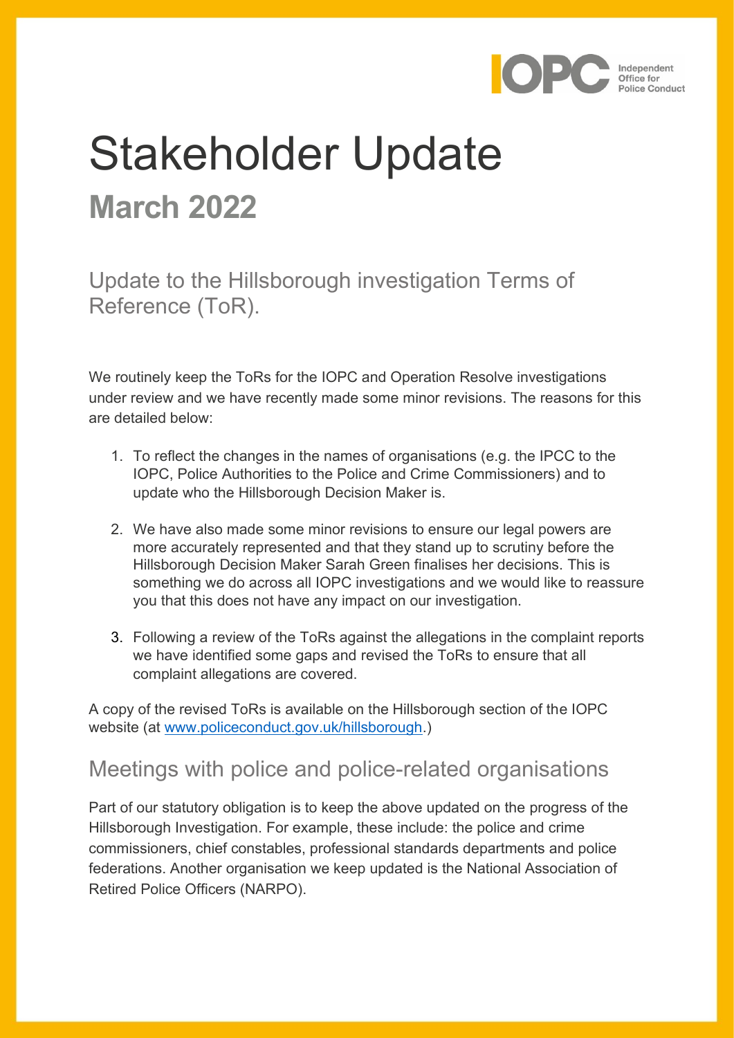# Stakeholder Update

## March 2022

## Update to the Hillsborough investigation Terms of Reference (ToR).

We routinely keep the ToRs for the IOPC and Operation Resolve investigations under review and we have recently made some minor revisions. The reasons for this are detailed below:

1. To reflect the changes in the names of organisations (e.g. the IPCC to the IOPC, Police Authorities to the Police and Crime Commissioners) and to update who the Hillsborough Decision Maker is.
2. We have also made some minor revisions to ensure our legal powers are more accurately represented and that they stand up to scrutiny before the Hillsborough Decision Maker Sarah Green finalises her decisions. This is something we do across all IOPC investigations and we would like to reassure you that this does not have any impact on our investigation.
3. Following a review of the ToRs against the allegations in the complaint reports we have identified some gaps and revised the ToRs to ensure that all complaint allegations are covered.

A copy of the revised ToRs is available on the Hillsborough section of the IOPC website (at [www.policeconduct.gov.uk/hillsborough](www.policeconduct.gov.uk/hillsborough).)

## Meetings with police and police-related organisations

Part of our statutory obligation is to keep the above updated on the progress of the Hillsborough Investigation. For example, these include: the police and crime commissioners, chief constables, professional standards departments and police federations. Another organisation we keep updated is the National Association of Retired Police Officers (NARPO).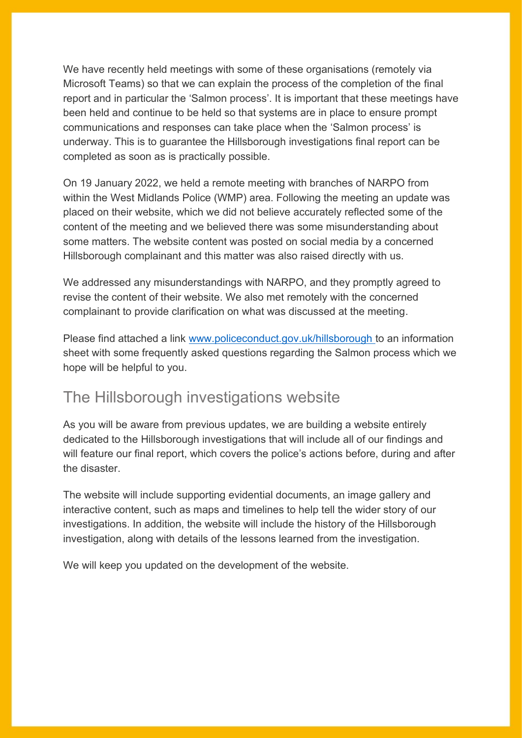We have recently held meetings with some of these organisations (remotely via Microsoft Teams) so that we can explain the process of the completion of the final report and in particular the 'Salmon process'. It is important that these meetings have been held and continue to be held so that systems are in place to ensure prompt communications and responses can take place when the 'Salmon process' is underway. This is to guarantee the Hillsborough investigations final report can be completed as soon as is practically possible.

On 19 January 2022, we held a remote meeting with branches of NARPO from within the West Midlands Police (WMP) area. Following the meeting an update was placed on their website, which we did not believe accurately reflected some of the content of the meeting and we believed there was some misunderstanding about some matters. The website content was posted on social media by a concerned Hillsborough complainant and this matter was also raised directly with us.

We addressed any misunderstandings with NARPO, and they promptly agreed to revise the content of their website. We also met remotely with the concerned complainant to provide clarification on what was discussed at the meeting.

Please find attached a link [www.policeconduct.gov.uk/hillsborough](http://www.policeconduct.gov.uk/hillsborough) to an information sheet with some frequently asked questions regarding the Salmon process which we hope will be helpful to you.

## The Hillsborough investigations website

As you will be aware from previous updates, we are building a website entirely dedicated to the Hillsborough investigations that will include all of our findings and will feature our final report, which covers the police's actions before, during and after the disaster.

The website will include supporting evidential documents, an image gallery and interactive content, such as maps and timelines to help tell the wider story of our investigations. In addition, the website will include the history of the Hillsborough investigation, along with details of the lessons learned from the investigation.

We will keep you updated on the development of the website.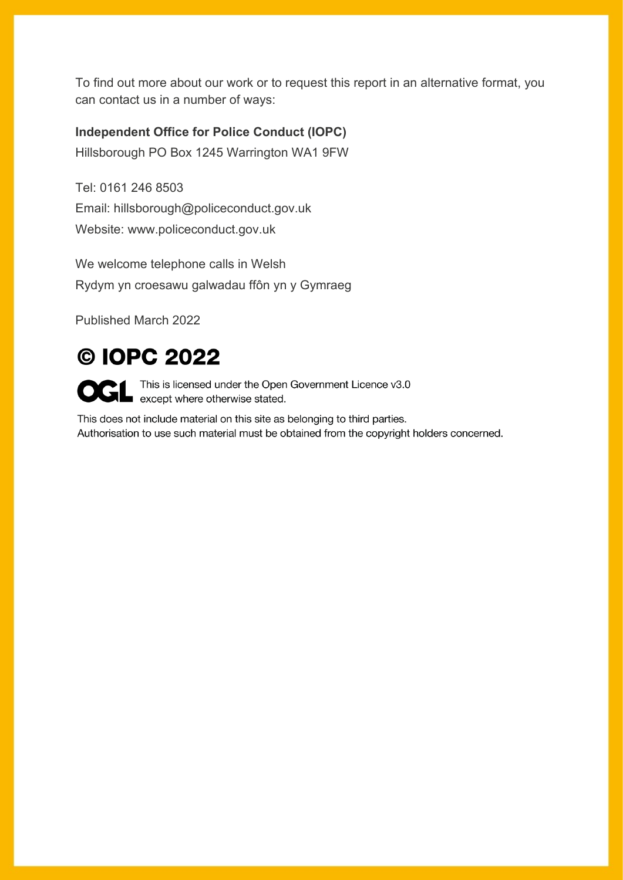To find out more about our work or to request this report in an alternative format, you can contact us in a number of ways:

**Independent Office for Police Conduct (IOPC)**
Hillsborough PO Box 1245 Warrington WA1 9FW

Tel: 0161 246 8503
Email: hillsborough@policeconduct.gov.uk
Website: www.policeconduct.gov.uk

We welcome telephone calls in Welsh
Rydym yn croesawu galwadau ffôn yn y Gymraeg

Published March 2022

# © IOPC 2022

OGL This is licensed under the Open Government Licence v3.0 except where otherwise stated.

This does not include material on this site as belonging to third parties.
Authorisation to use such material must be obtained from the copyright holders concerned.